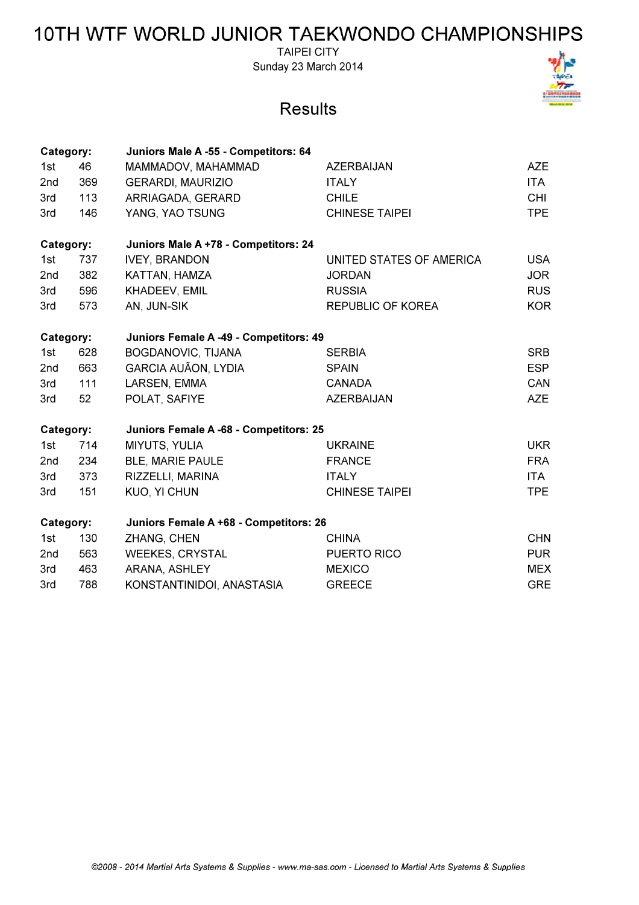# 10TH WTF WORLD JUNIOR TAEKWONDO CHAMPIONSHIPS

TAIPEI CITY

Sunday 23 March 2014

## Results

| Category: | | Juniors Male A -55 - Competitors: 64 | | |
|---|---|---|---|---|
| 1st | 46 | MAMMADOV, MAHAMMAD | AZERBAIJAN | AZE |
| 2nd | 369 | GERARDI, MAURIZIO | ITALY | ITA |
| 3rd | 113 | ARRIAGADA, GERARD | CHILE | CHI |
| 3rd | 146 | YANG, YAO TSUNG | CHINESE TAIPEI | TPE |

| Category: | | Juniors Male A +78 - Competitors: 24 | | |
|---|---|---|---|---|
| 1st | 737 | IVEY, BRANDON | UNITED STATES OF AMERICA | USA |
| 2nd | 382 | KATTAN, HAMZA | JORDAN | JOR |
| 3rd | 596 | KHADEEV, EMIL | RUSSIA | RUS |
| 3rd | 573 | AN, JUN-SIK | REPUBLIC OF KOREA | KOR |

| Category: | | Juniors Female A -49 - Competitors: 49 | | |
|---|---|---|---|---|
| 1st | 628 | BOGDANOVIC, TIJANA | SERBIA | SRB |
| 2nd | 663 | GARCIA AUÃON, LYDIA | SPAIN | ESP |
| 3rd | 111 | LARSEN, EMMA | CANADA | CAN |
| 3rd | 52 | POLAT, SAFIYE | AZERBAIJAN | AZE |

| Category: | | Juniors Female A -68 - Competitors: 25 | | |
|---|---|---|---|---|
| 1st | 714 | MIYUTS, YULIA | UKRAINE | UKR |
| 2nd | 234 | BLE, MARIE PAULE | FRANCE | FRA |
| 3rd | 373 | RIZZELLI, MARINA | ITALY | ITA |
| 3rd | 151 | KUO, YI CHUN | CHINESE TAIPEI | TPE |

| Category: | | Juniors Female A +68 - Competitors: 26 | | |
|---|---|---|---|---|
| 1st | 130 | ZHANG, CHEN | CHINA | CHN |
| 2nd | 563 | WEEKES, CRYSTAL | PUERTO RICO | PUR |
| 3rd | 463 | ARANA, ASHLEY | MEXICO | MEX |
| 3rd | 788 | KONSTANTINIDOI, ANASTASIA | GREECE | GRE |

*©2008 - 2014 Martial Arts Systems & Supplies - www.ma-sas.com - Licensed to Martial Arts Systems & Supplies*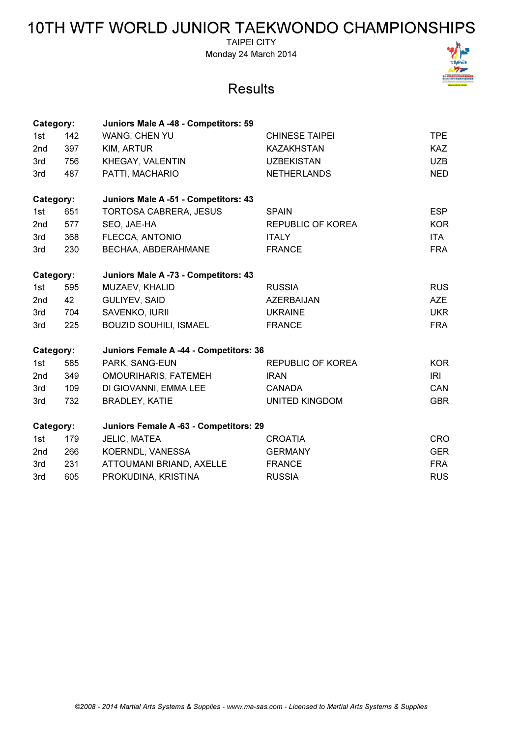# 10TH WTF WORLD JUNIOR TAEKWONDO CHAMPIONSHIPS

TAIPEI CITY

Monday 24 March 2014

## Results

| Category: | | Juniors Male A -48 - Competitors: 59 | | |
|---|---|---|---|---|
| 1st | 142 | WANG, CHEN YU | CHINESE TAIPEI | TPE |
| 2nd | 397 | KIM, ARTUR | KAZAKHSTAN | KAZ |
| 3rd | 756 | KHEGAY, VALENTIN | UZBEKISTAN | UZB |
| 3rd | 487 | PATTI, MACHARIO | NETHERLANDS | NED |

| Category: | | Juniors Male A -51 - Competitors: 43 | | |
|---|---|---|---|---|
| 1st | 651 | TORTOSA CABRERA, JESUS | SPAIN | ESP |
| 2nd | 577 | SEO, JAE-HA | REPUBLIC OF KOREA | KOR |
| 3rd | 368 | FLECCA, ANTONIO | ITALY | ITA |
| 3rd | 230 | BECHAA, ABDERAHMANE | FRANCE | FRA |

| Category: | | Juniors Male A -73 - Competitors: 43 | | |
|---|---|---|---|---|
| 1st | 595 | MUZAEV, KHALID | RUSSIA | RUS |
| 2nd | 42 | GULIYEV, SAID | AZERBAIJAN | AZE |
| 3rd | 704 | SAVENKO, IURII | UKRAINE | UKR |
| 3rd | 225 | BOUZID SOUHILI, ISMAEL | FRANCE | FRA |

| Category: | | Juniors Female A -44 - Competitors: 36 | | |
|---|---|---|---|---|
| 1st | 585 | PARK, SANG-EUN | REPUBLIC OF KOREA | KOR |
| 2nd | 349 | OMOURIHARIS, FATEMEH | IRAN | IRI |
| 3rd | 109 | DI GIOVANNI, EMMA LEE | CANADA | CAN |
| 3rd | 732 | BRADLEY, KATIE | UNITED KINGDOM | GBR |

| Category: | | Juniors Female A -63 - Competitors: 29 | | |
|---|---|---|---|---|
| 1st | 179 | JELIC, MATEA | CROATIA | CRO |
| 2nd | 266 | KOERNDL, VANESSA | GERMANY | GER |
| 3rd | 231 | ATTOUMANI BRIAND, AXELLE | FRANCE | FRA |
| 3rd | 605 | PROKUDINA, KRISTINA | RUSSIA | RUS |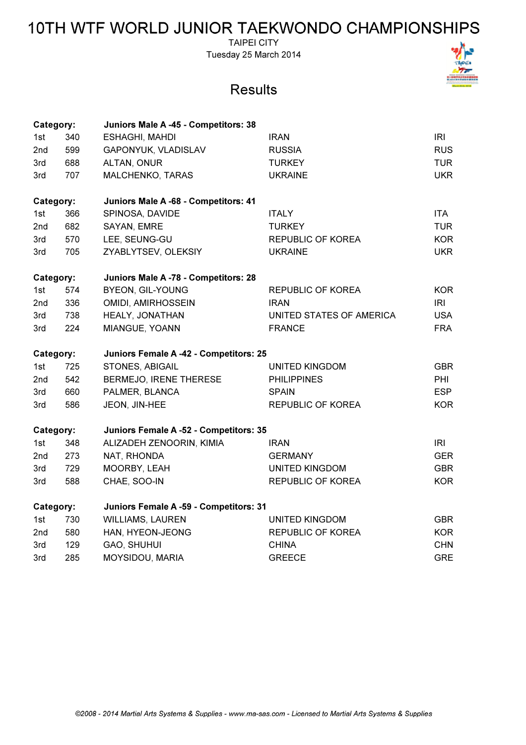# 10TH WTF WORLD JUNIOR TAEKWONDO CHAMPIONSHIPS

TAIPEI CITY

Tuesday 25 March 2014

## Results

| Category: | | Juniors Male A -45 - Competitors: 38 | | |
|---|---|---|---|---|
| 1st | 340 | ESHAGHI, MAHDI | IRAN | IRI |
| 2nd | 599 | GAPONYUK, VLADISLAV | RUSSIA | RUS |
| 3rd | 688 | ALTAN, ONUR | TURKEY | TUR |
| 3rd | 707 | MALCHENKO, TARAS | UKRAINE | UKR |

| Category: | | Juniors Male A -68 - Competitors: 41 | | |
|---|---|---|---|---|
| 1st | 366 | SPINOSA, DAVIDE | ITALY | ITA |
| 2nd | 682 | SAYAN, EMRE | TURKEY | TUR |
| 3rd | 570 | LEE, SEUNG-GU | REPUBLIC OF KOREA | KOR |
| 3rd | 705 | ZYABLYTSEV, OLEKSIY | UKRAINE | UKR |

| Category: | | Juniors Male A -78 - Competitors: 28 | | |
|---|---|---|---|---|
| 1st | 574 | BYEON, GIL-YOUNG | REPUBLIC OF KOREA | KOR |
| 2nd | 336 | OMIDI, AMIRHOSSEIN | IRAN | IRI |
| 3rd | 738 | HEALY, JONATHAN | UNITED STATES OF AMERICA | USA |
| 3rd | 224 | MIANGUE, YOANN | FRANCE | FRA |

| Category: | | Juniors Female A -42 - Competitors: 25 | | |
|---|---|---|---|---|
| 1st | 725 | STONES, ABIGAIL | UNITED KINGDOM | GBR |
| 2nd | 542 | BERMEJO, IRENE THERESE | PHILIPPINES | PHI |
| 3rd | 660 | PALMER, BLANCA | SPAIN | ESP |
| 3rd | 586 | JEON, JIN-HEE | REPUBLIC OF KOREA | KOR |

| Category: | | Juniors Female A -52 - Competitors: 35 | | |
|---|---|---|---|---|
| 1st | 348 | ALIZADEH ZENOORIN, KIMIA | IRAN | IRI |
| 2nd | 273 | NAT, RHONDA | GERMANY | GER |
| 3rd | 729 | MOORBY, LEAH | UNITED KINGDOM | GBR |
| 3rd | 588 | CHAE, SOO-IN | REPUBLIC OF KOREA | KOR |

| Category: | | Juniors Female A -59 - Competitors: 31 | | |
|---|---|---|---|---|
| 1st | 730 | WILLIAMS, LAUREN | UNITED KINGDOM | GBR |
| 2nd | 580 | HAN, HYEON-JEONG | REPUBLIC OF KOREA | KOR |
| 3rd | 129 | GAO, SHUHUI | CHINA | CHN |
| 3rd | 285 | MOYSIDOU, MARIA | GREECE | GRE |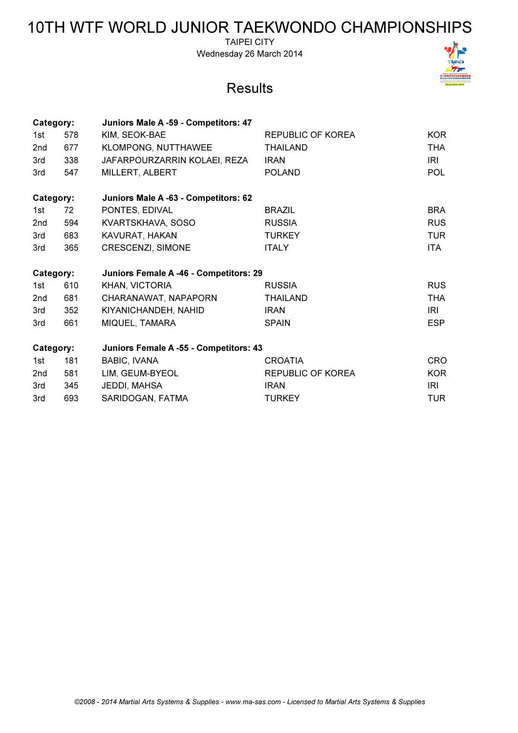# 10TH WTF WORLD JUNIOR TAEKWONDO CHAMPIONSHIPS

TAIPEI CITY

Wednesday 26 March 2014

## Results

| | | | | |
|---|---|---|---|---|
| **Category:** | | **Juniors Male A -59 - Competitors: 47** | | |
| 1st | 578 | KIM, SEOK-BAE | REPUBLIC OF KOREA | KOR |
| 2nd | 677 | KLOMPONG, NUTTHAWEE | THAILAND | THA |
| 3rd | 338 | JAFARPOURZARRIN KOLAEI, REZA | IRAN | IRI |
| 3rd | 547 | MILLERT, ALBERT | POLAND | POL |
| **Category:** | | **Juniors Male A -63 - Competitors: 62** | | |
| 1st | 72 | PONTES, EDIVAL | BRAZIL | BRA |
| 2nd | 594 | KVARTSKHAVA, SOSO | RUSSIA | RUS |
| 3rd | 683 | KAVURAT, HAKAN | TURKEY | TUR |
| 3rd | 365 | CRESCENZI, SIMONE | ITALY | ITA |
| **Category:** | | **Juniors Female A -46 - Competitors: 29** | | |
| 1st | 610 | KHAN, VICTORIA | RUSSIA | RUS |
| 2nd | 681 | CHARANAWAT, NAPAPORN | THAILAND | THA |
| 3rd | 352 | KIYANICHANDEH, NAHID | IRAN | IRI |
| 3rd | 661 | MIQUEL, TAMARA | SPAIN | ESP |
| **Category:** | | **Juniors Female A -55 - Competitors: 43** | | |
| 1st | 181 | BABIC, IVANA | CROATIA | CRO |
| 2nd | 581 | LIM, GEUM-BYEOL | REPUBLIC OF KOREA | KOR |
| 3rd | 345 | JEDDI, MAHSA | IRAN | IRI |
| 3rd | 693 | SARIDOGAN, FATMA | TURKEY | TUR |

*©2008 - 2014 Martial Arts Systems & Supplies - www.ma-sas.com - Licensed to Martial Arts Systems & Supplies*